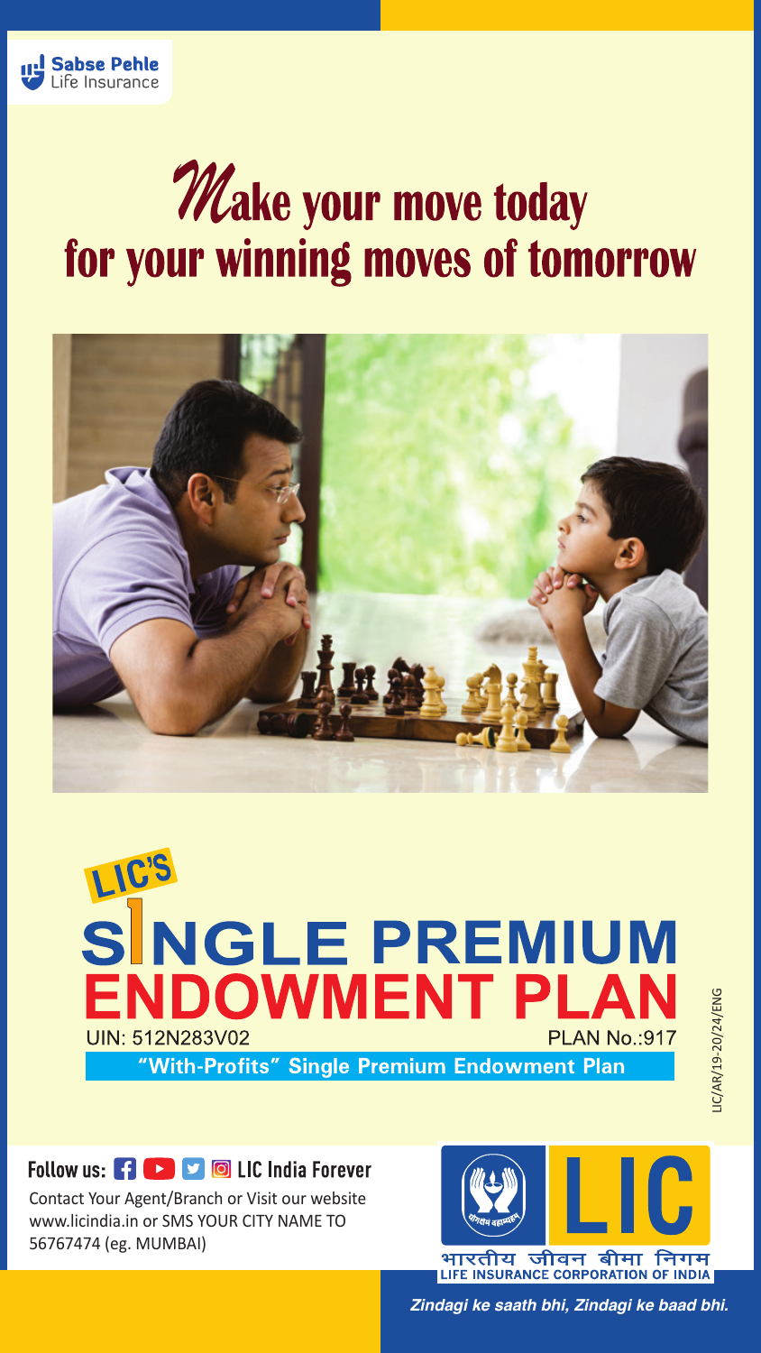Sabse Pehle Life Insurance

# Make your move today for your winning moves of tomorrow

## LIC'S SINGLE PREMIUM ENDOWMENT PLAN

UIN: 512N283V02

PLAN No.:917

**"With-Profits" Single Premium Endowment Plan**

LIC/AR/19-20/24/ENG

**Follow us:** LIC India Forever

Contact Your Agent/Branch or Visit our website www.licindia.in or SMS YOUR CITY NAME TO 56767474 (eg. MUMBAI)

LIC

भारतीय जीवन बीमा निगम

LIFE INSURANCE CORPORATION OF INDIA

*Zindagi ke saath bhi, Zindagi ke baad bhi.*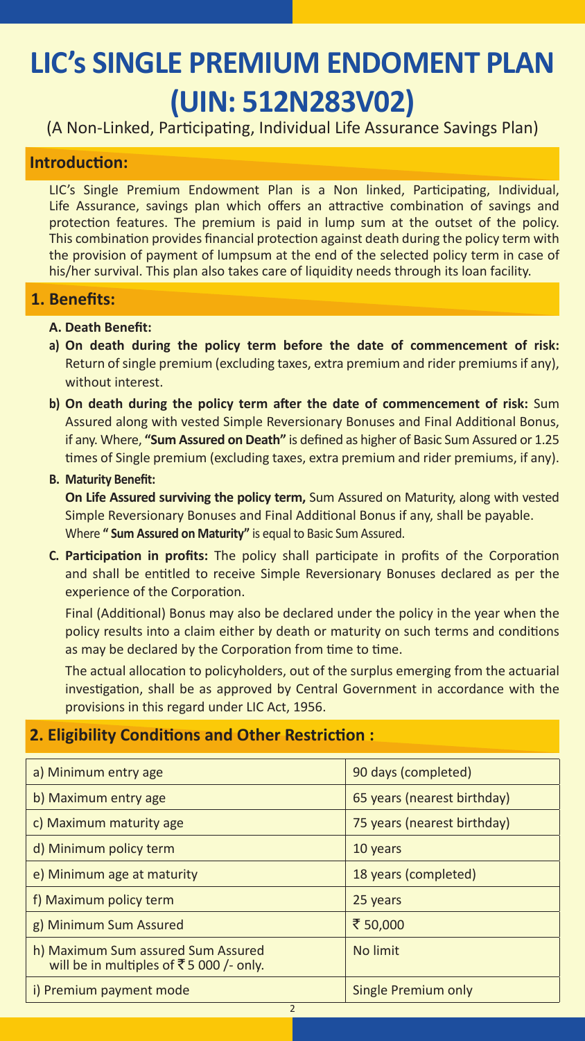# LIC's SINGLE PREMIUM ENDOMENT PLAN (UIN: 512N283V02)

(A Non-Linked, Participating, Individual Life Assurance Savings Plan)

## Introduction:

LIC's Single Premium Endowment Plan is a Non linked, Participating, Individual, Life Assurance, savings plan which offers an attractive combination of savings and protection features. The premium is paid in lump sum at the outset of the policy. This combination provides financial protection against death during the policy term with the provision of payment of lumpsum at the end of the selected policy term in case of his/her survival. This plan also takes care of liquidity needs through its loan facility.

## 1. Benefits:

**A. Death Benefit:**

**a) On death during the policy term before the date of commencement of risk:** Return of single premium (excluding taxes, extra premium and rider premiums if any), without interest.

**b) On death during the policy term after the date of commencement of risk:** Sum Assured along with vested Simple Reversionary Bonuses and Final Additional Bonus, if any. Where, **"Sum Assured on Death"** is defined as higher of Basic Sum Assured or 1.25 times of Single premium (excluding taxes, extra premium and rider premiums, if any).

**B. Maturity Benefit:**

**On Life Assured surviving the policy term,** Sum Assured on Maturity, along with vested Simple Reversionary Bonuses and Final Additional Bonus if any, shall be payable. Where **" Sum Assured on Maturity"** is equal to Basic Sum Assured.

**C. Participation in profits:** The policy shall participate in profits of the Corporation and shall be entitled to receive Simple Reversionary Bonuses declared as per the experience of the Corporation.

Final (Additional) Bonus may also be declared under the policy in the year when the policy results into a claim either by death or maturity on such terms and conditions as may be declared by the Corporation from time to time.

The actual allocation to policyholders, out of the surplus emerging from the actuarial investigation, shall be as approved by Central Government in accordance with the provisions in this regard under LIC Act, 1956.

## 2. Eligibility Conditions and Other Restriction :

| | |
|---|---|
| a) Minimum entry age | 90 days (completed) |
| b) Maximum entry age | 65 years (nearest birthday) |
| c) Maximum maturity age | 75 years (nearest birthday) |
| d) Minimum policy term | 10 years |
| e) Minimum age at maturity | 18 years (completed) |
| f) Maximum policy term | 25 years |
| g) Minimum Sum Assured | ₹ 50,000 |
| h) Maximum Sum assured Sum Assured will be in multiples of ₹ 5 000 /- only. | No limit |
| i) Premium payment mode | Single Premium only |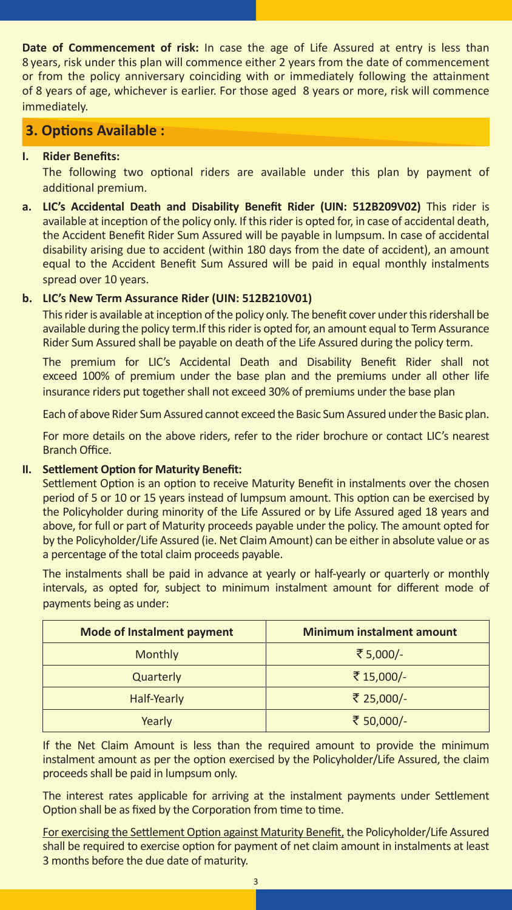**Date of Commencement of risk:** In case the age of Life Assured at entry is less than 8 years, risk under this plan will commence either 2 years from the date of commencement or from the policy anniversary coinciding with or immediately following the attainment of 8 years of age, whichever is earlier. For those aged 8 years or more, risk will commence immediately.

## 3. Options Available :

**I. Rider Benefits:**

The following two optional riders are available under this plan by payment of additional premium.

**a. LIC's Accidental Death and Disability Benefit Rider (UIN: 512B209V02)** This rider is available at inception of the policy only. If this rider is opted for, in case of accidental death, the Accident Benefit Rider Sum Assured will be payable in lumpsum. In case of accidental disability arising due to accident (within 180 days from the date of accident), an amount equal to the Accident Benefit Sum Assured will be paid in equal monthly instalments spread over 10 years.

**b. LIC's New Term Assurance Rider (UIN: 512B210V01)**

This rider is available at inception of the policy only. The benefit cover under this ridershall be available during the policy term.If this rider is opted for, an amount equal to Term Assurance Rider Sum Assured shall be payable on death of the Life Assured during the policy term.

The premium for LIC's Accidental Death and Disability Benefit Rider shall not exceed 100% of premium under the base plan and the premiums under all other life insurance riders put together shall not exceed 30% of premiums under the base plan

Each of above Rider Sum Assured cannot exceed the Basic Sum Assured under the Basic plan.

For more details on the above riders, refer to the rider brochure or contact LIC's nearest Branch Office.

**II. Settlement Option for Maturity Benefit:**

Settlement Option is an option to receive Maturity Benefit in instalments over the chosen period of 5 or 10 or 15 years instead of lumpsum amount. This option can be exercised by the Policyholder during minority of the Life Assured or by Life Assured aged 18 years and above, for full or part of Maturity proceeds payable under the policy. The amount opted for by the Policyholder/Life Assured (ie. Net Claim Amount) can be either in absolute value or as a percentage of the total claim proceeds payable.

The instalments shall be paid in advance at yearly or half-yearly or quarterly or monthly intervals, as opted for, subject to minimum instalment amount for different mode of payments being as under:

| Mode of Instalment payment | Minimum instalment amount |
|---|---|
| Monthly | ₹ 5,000/- |
| Quarterly | ₹ 15,000/- |
| Half-Yearly | ₹ 25,000/- |
| Yearly | ₹ 50,000/- |

If the Net Claim Amount is less than the required amount to provide the minimum instalment amount as per the option exercised by the Policyholder/Life Assured, the claim proceeds shall be paid in lumpsum only.

The interest rates applicable for arriving at the instalment payments under Settlement Option shall be as fixed by the Corporation from time to time.

For exercising the Settlement Option against Maturity Benefit, the Policyholder/Life Assured shall be required to exercise option for payment of net claim amount in instalments at least 3 months before the due date of maturity.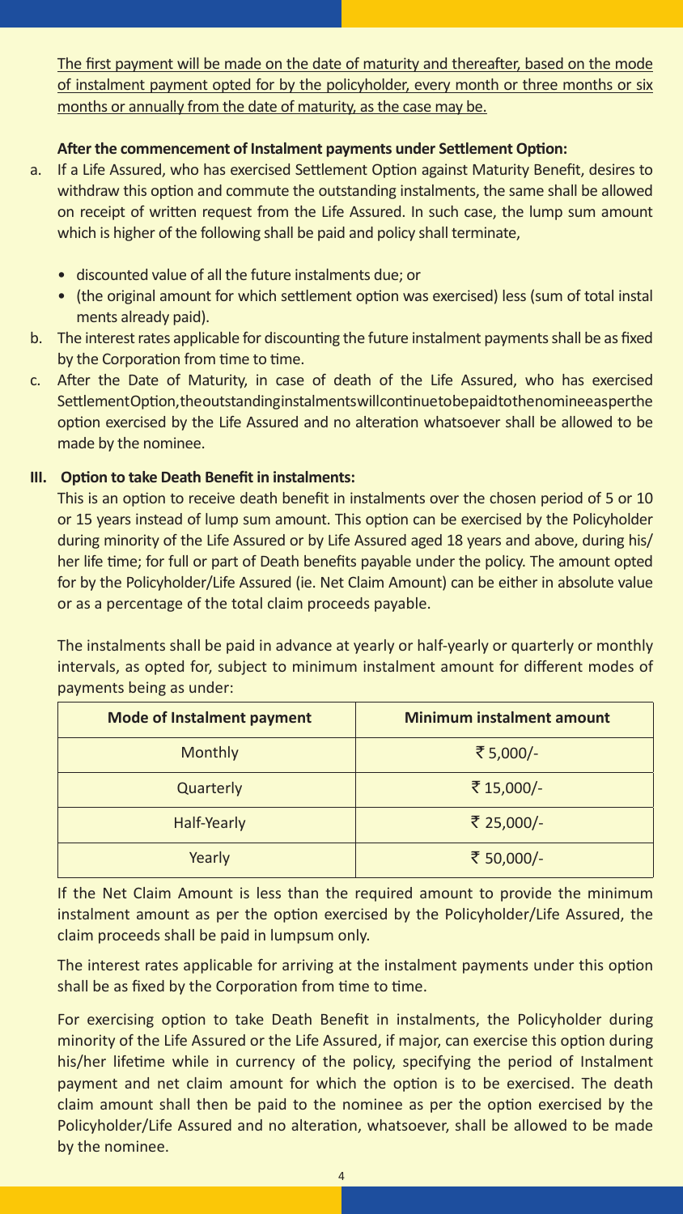The first payment will be made on the date of maturity and thereafter, based on the mode of instalment payment opted for by the policyholder, every month or three months or six months or annually from the date of maturity, as the case may be.

**After the commencement of Instalment payments under Settlement Option:**

a. If a Life Assured, who has exercised Settlement Option against Maturity Benefit, desires to withdraw this option and commute the outstanding instalments, the same shall be allowed on receipt of written request from the Life Assured. In such case, the lump sum amount which is higher of the following shall be paid and policy shall terminate,

   - discounted value of all the future instalments due; or
   - (the original amount for which settlement option was exercised) less (sum of total instal ments already paid).

b. The interest rates applicable for discounting the future instalment payments shall be as fixed by the Corporation from time to time.

c. After the Date of Maturity, in case of death of the Life Assured, who has exercised Settlement Option, the outstanding instalments will continue to be paid to the nominee as per the option exercised by the Life Assured and no alteration whatsoever shall be allowed to be made by the nominee.

**III. Option to take Death Benefit in instalments:**

This is an option to receive death benefit in instalments over the chosen period of 5 or 10 or 15 years instead of lump sum amount. This option can be exercised by the Policyholder during minority of the Life Assured or by Life Assured aged 18 years and above, during his/her life time; for full or part of Death benefits payable under the policy. The amount opted for by the Policyholder/Life Assured (ie. Net Claim Amount) can be either in absolute value or as a percentage of the total claim proceeds payable.

The instalments shall be paid in advance at yearly or half-yearly or quarterly or monthly intervals, as opted for, subject to minimum instalment amount for different modes of payments being as under:

| Mode of Instalment payment | Minimum instalment amount |
|---|---|
| Monthly | ₹ 5,000/- |
| Quarterly | ₹ 15,000/- |
| Half-Yearly | ₹ 25,000/- |
| Yearly | ₹ 50,000/- |

If the Net Claim Amount is less than the required amount to provide the minimum instalment amount as per the option exercised by the Policyholder/Life Assured, the claim proceeds shall be paid in lumpsum only.

The interest rates applicable for arriving at the instalment payments under this option shall be as fixed by the Corporation from time to time.

For exercising option to take Death Benefit in instalments, the Policyholder during minority of the Life Assured or the Life Assured, if major, can exercise this option during his/her lifetime while in currency of the policy, specifying the period of Instalment payment and net claim amount for which the option is to be exercised. The death claim amount shall then be paid to the nominee as per the option exercised by the Policyholder/Life Assured and no alteration, whatsoever, shall be allowed to be made by the nominee.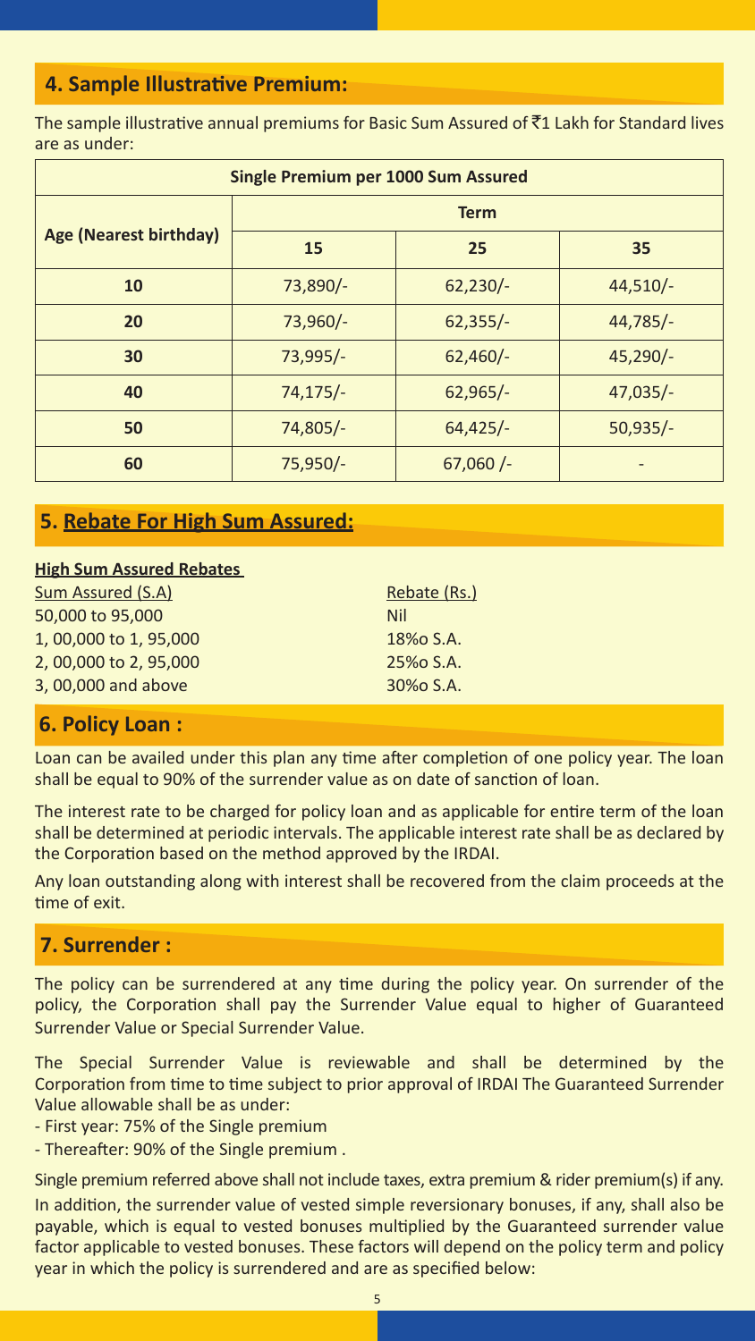## 4. Sample Illustrative Premium:

The sample illustrative annual premiums for Basic Sum Assured of ₹1 Lakh for Standard lives are as under:

| Single Premium per 1000 Sum Assured | | | |
|---|---|---|---|
| **Age (Nearest birthday)** | **Term** | | |
| | **15** | **25** | **35** |
| **10** | 73,890/- | 62,230/- | 44,510/- |
| **20** | 73,960/- | 62,355/- | 44,785/- |
| **30** | 73,995/- | 62,460/- | 45,290/- |
| **40** | 74,175/- | 62,965/- | 47,035/- |
| **50** | 74,805/- | 64,425/- | 50,935/- |
| **60** | 75,950/- | 67,060 /- | - |

## 5. Rebate For High Sum Assured:

**High Sum Assured Rebates**

| Sum Assured (S.A) | Rebate (Rs.) |
|---|---|
| 50,000 to 95,000 | Nil |
| 1, 00,000 to 1, 95,000 | 18%o S.A. |
| 2, 00,000 to 2, 95,000 | 25%o S.A. |
| 3, 00,000 and above | 30%o S.A. |

## 6. Policy Loan :

Loan can be availed under this plan any time after completion of one policy year. The loan shall be equal to 90% of the surrender value as on date of sanction of loan.

The interest rate to be charged for policy loan and as applicable for entire term of the loan shall be determined at periodic intervals. The applicable interest rate shall be as declared by the Corporation based on the method approved by the IRDAI.

Any loan outstanding along with interest shall be recovered from the claim proceeds at the time of exit.

## 7. Surrender :

The policy can be surrendered at any time during the policy year. On surrender of the policy, the Corporation shall pay the Surrender Value equal to higher of Guaranteed Surrender Value or Special Surrender Value.

The Special Surrender Value is reviewable and shall be determined by the Corporation from time to time subject to prior approval of IRDAI The Guaranteed Surrender Value allowable shall be as under:

- First year: 75% of the Single premium
- Thereafter: 90% of the Single premium .

Single premium referred above shall not include taxes, extra premium & rider premium(s) if any.

In addition, the surrender value of vested simple reversionary bonuses, if any, shall also be payable, which is equal to vested bonuses multiplied by the Guaranteed surrender value factor applicable to vested bonuses. These factors will depend on the policy term and policy year in which the policy is surrendered and are as specified below: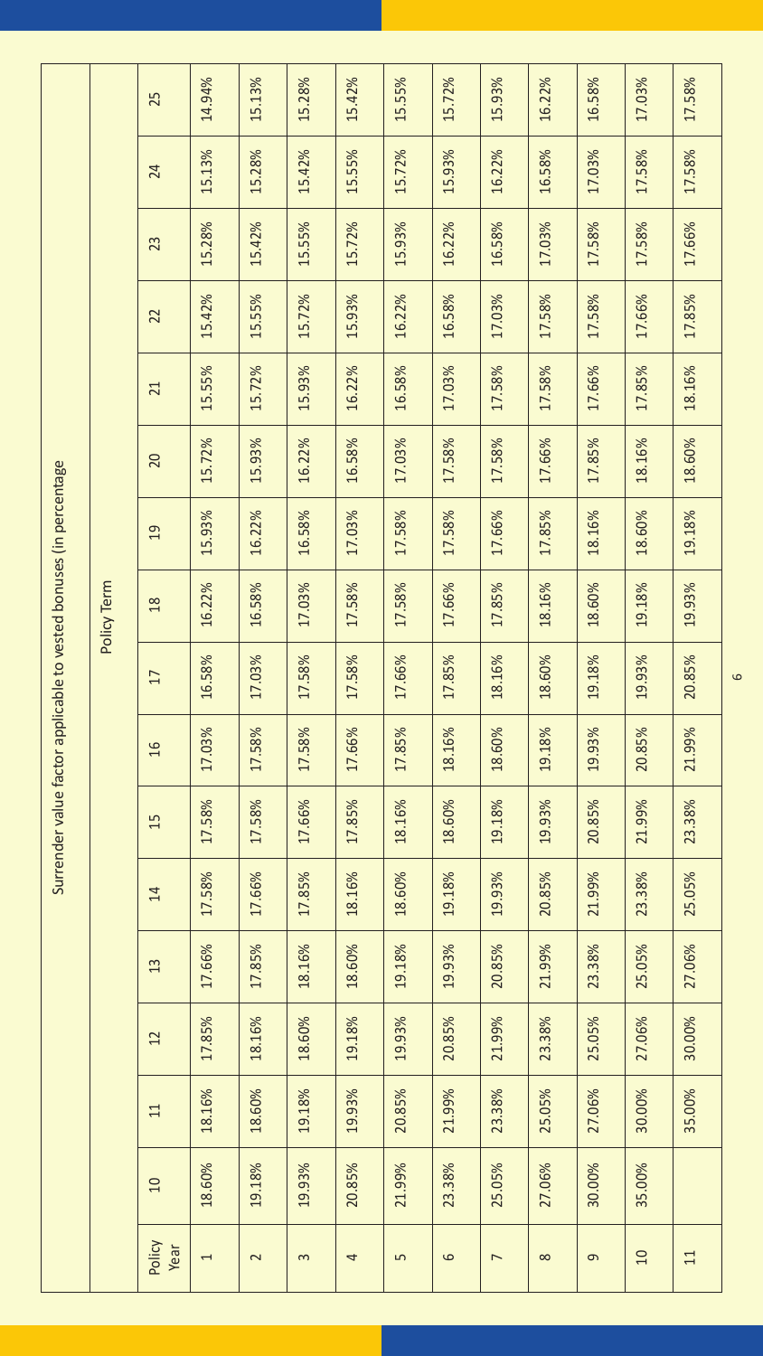Surrender value factor applicable to vested bonuses (in percentage

| Policy Year | Policy Term | | | | | | | | | | | | | | | |
|---|---|---|---|---|---|---|---|---|---|---|---|---|---|---|---|---|
| | 10 | 11 | 12 | 13 | 14 | 15 | 16 | 17 | 18 | 19 | 20 | 21 | 22 | 23 | 24 | 25 |
| 1 | 18.60% | 18.16% | 17.85% | 17.66% | 17.58% | 17.58% | 17.03% | 16.58% | 16.22% | 15.93% | 15.72% | 15.55% | 15.42% | 15.28% | 15.13% | 14.94% |
| 2 | 19.18% | 18.60% | 18.16% | 17.85% | 17.66% | 17.58% | 17.58% | 17.03% | 16.58% | 16.22% | 15.93% | 15.72% | 15.55% | 15.42% | 15.28% | 15.13% |
| 3 | 19.93% | 19.18% | 18.60% | 18.16% | 17.85% | 17.66% | 17.58% | 17.58% | 17.03% | 16.58% | 16.22% | 15.93% | 15.72% | 15.55% | 15.42% | 15.28% |
| 4 | 20.85% | 19.93% | 19.18% | 18.60% | 18.16% | 17.85% | 17.66% | 17.58% | 17.58% | 17.03% | 16.58% | 16.22% | 15.93% | 15.72% | 15.55% | 15.42% |
| 5 | 21.99% | 20.85% | 19.93% | 19.18% | 18.60% | 18.16% | 17.85% | 17.66% | 17.58% | 17.58% | 17.03% | 16.58% | 16.22% | 15.93% | 15.72% | 15.55% |
| 6 | 23.38% | 21.99% | 20.85% | 19.93% | 19.18% | 18.60% | 18.16% | 17.85% | 17.66% | 17.58% | 17.58% | 17.03% | 16.58% | 16.22% | 15.93% | 15.72% |
| 7 | 25.05% | 23.38% | 21.99% | 20.85% | 19.93% | 19.18% | 18.60% | 18.16% | 17.85% | 17.66% | 17.58% | 17.58% | 17.03% | 16.58% | 16.22% | 15.93% |
| 8 | 27.06% | 25.05% | 23.38% | 21.99% | 20.85% | 19.93% | 19.18% | 18.60% | 18.16% | 17.85% | 17.66% | 17.58% | 17.58% | 17.03% | 16.58% | 16.22% |
| 9 | 30.00% | 27.06% | 25.05% | 23.38% | 21.99% | 20.85% | 19.93% | 19.18% | 18.60% | 18.16% | 17.85% | 17.66% | 17.58% | 17.58% | 17.03% | 16.58% |
| 10 | 35.00% | 30.00% | 27.06% | 25.05% | 23.38% | 21.99% | 20.85% | 19.93% | 19.18% | 18.60% | 18.16% | 17.85% | 17.66% | 17.58% | 17.58% | 17.03% |
| 11 | | 35.00% | 30.00% | 27.06% | 25.05% | 23.38% | 21.99% | 20.85% | 19.93% | 19.18% | 18.60% | 18.16% | 17.85% | 17.66% | 17.58% | 17.58% |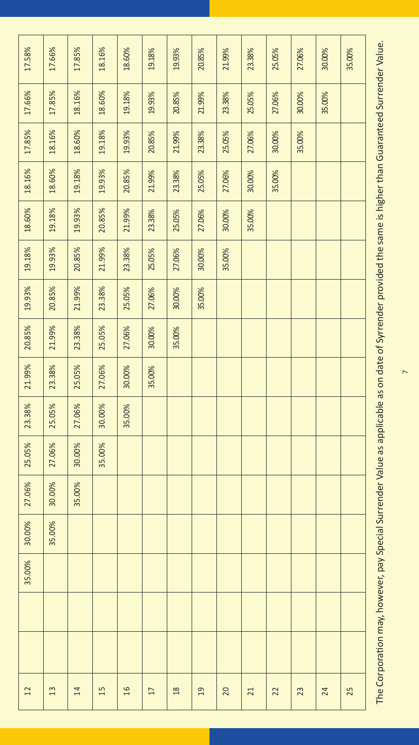| | | | | | | | | | | | | | | | | |
|---|---|---|---|---|---|---|---|---|---|---|---|---|---|---|---|---|
| 12 | | | 35.00% | 30.00% | 27.06% | 25.05% | 23.38% | 21.99% | 20.85% | 19.93% | 19.18% | 18.60% | 18.16% | 17.85% | 17.66% | 17.58% |
| 13 | | | | 35.00% | 30.00% | 27.06% | 25.05% | 23.38% | 21.99% | 20.85% | 19.93% | 19.18% | 18.60% | 18.16% | 17.85% | 17.66% |
| 14 | | | | | 35.00% | 30.00% | 27.06% | 25.05% | 23.38% | 21.99% | 20.85% | 19.93% | 19.18% | 18.60% | 18.16% | 17.85% |
| 15 | | | | | | 35.00% | 30.00% | 27.06% | 25.05% | 23.38% | 21.99% | 20.85% | 19.93% | 19.18% | 18.60% | 18.16% |
| 16 | | | | | | | 35.00% | 30.00% | 27.06% | 25.05% | 23.38% | 21.99% | 20.85% | 19.93% | 19.18% | 18.60% |
| 17 | | | | | | | | 35.00% | 30.00% | 27.06% | 25.05% | 23.38% | 21.99% | 20.85% | 19.93% | 19.18% |
| 18 | | | | | | | | | 35.00% | 30.00% | 27.06% | 25.05% | 23.38% | 21.99% | 20.85% | 19.93% |
| 19 | | | | | | | | | | 35.00% | 30.00% | 27.06% | 25.05% | 23.38% | 21.99% | 20.85% |
| 20 | | | | | | | | | | | 35.00% | 30.00% | 27.06% | 25.05% | 23.38% | 21.99% |
| 21 | | | | | | | | | | | | 35.00% | 30.00% | 27.06% | 25.05% | 23.38% |
| 22 | | | | | | | | | | | | | 35.00% | 30.00% | 27.06% | 25.05% |
| 23 | | | | | | | | | | | | | | 35.00% | 30.00% | 27.06% |
| 24 | | | | | | | | | | | | | | | 35.00% | 30.00% |
| 25 | | | | | | | | | | | | | | | | 35.00% |

The Corporation may, however, pay Special Surrender Value as applicable as on date of Syrrender provided the same is higher than Guaranteed Surrender Value.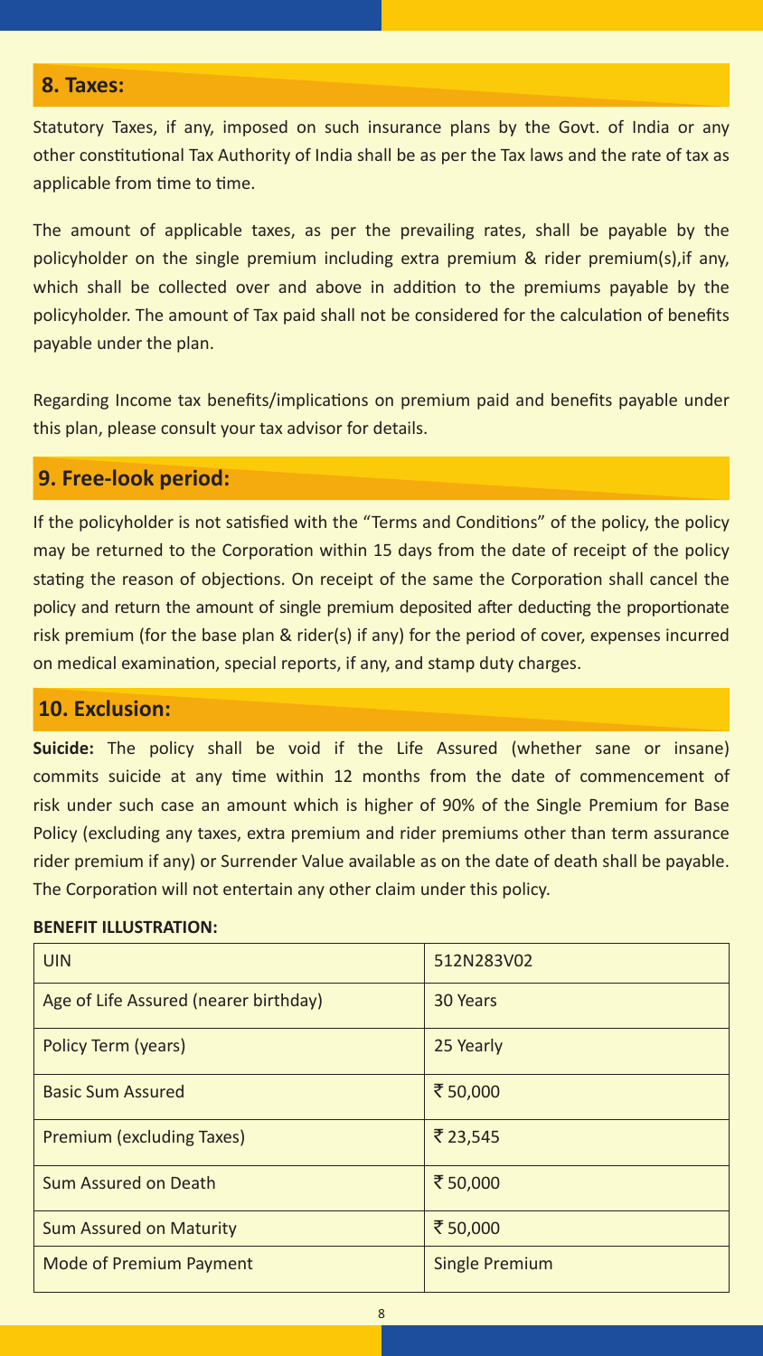## 8. Taxes:

Statutory Taxes, if any, imposed on such insurance plans by the Govt. of India or any other constitutional Tax Authority of India shall be as per the Tax laws and the rate of tax as applicable from time to time.

The amount of applicable taxes, as per the prevailing rates, shall be payable by the policyholder on the single premium including extra premium & rider premium(s),if any, which shall be collected over and above in addition to the premiums payable by the policyholder. The amount of Tax paid shall not be considered for the calculation of benefits payable under the plan.

Regarding Income tax benefits/implications on premium paid and benefits payable under this plan, please consult your tax advisor for details.

## 9. Free-look period:

If the policyholder is not satisfied with the "Terms and Conditions" of the policy, the policy may be returned to the Corporation within 15 days from the date of receipt of the policy stating the reason of objections. On receipt of the same the Corporation shall cancel the policy and return the amount of single premium deposited after deducting the proportionate risk premium (for the base plan & rider(s) if any) for the period of cover, expenses incurred on medical examination, special reports, if any, and stamp duty charges.

## 10. Exclusion:

**Suicide:** The policy shall be void if the Life Assured (whether sane or insane) commits suicide at any time within 12 months from the date of commencement of risk under such case an amount which is higher of 90% of the Single Premium for Base Policy (excluding any taxes, extra premium and rider premiums other than term assurance rider premium if any) or Surrender Value available as on the date of death shall be payable. The Corporation will not entertain any other claim under this policy.

**BENEFIT ILLUSTRATION:**

| | |
|---|---|
| UIN | 512N283V02 |
| Age of Life Assured (nearer birthday) | 30 Years |
| Policy Term (years) | 25 Yearly |
| Basic Sum Assured | ₹ 50,000 |
| Premium (excluding Taxes) | ₹ 23,545 |
| Sum Assured on Death | ₹ 50,000 |
| Sum Assured on Maturity | ₹ 50,000 |
| Mode of Premium Payment | Single Premium |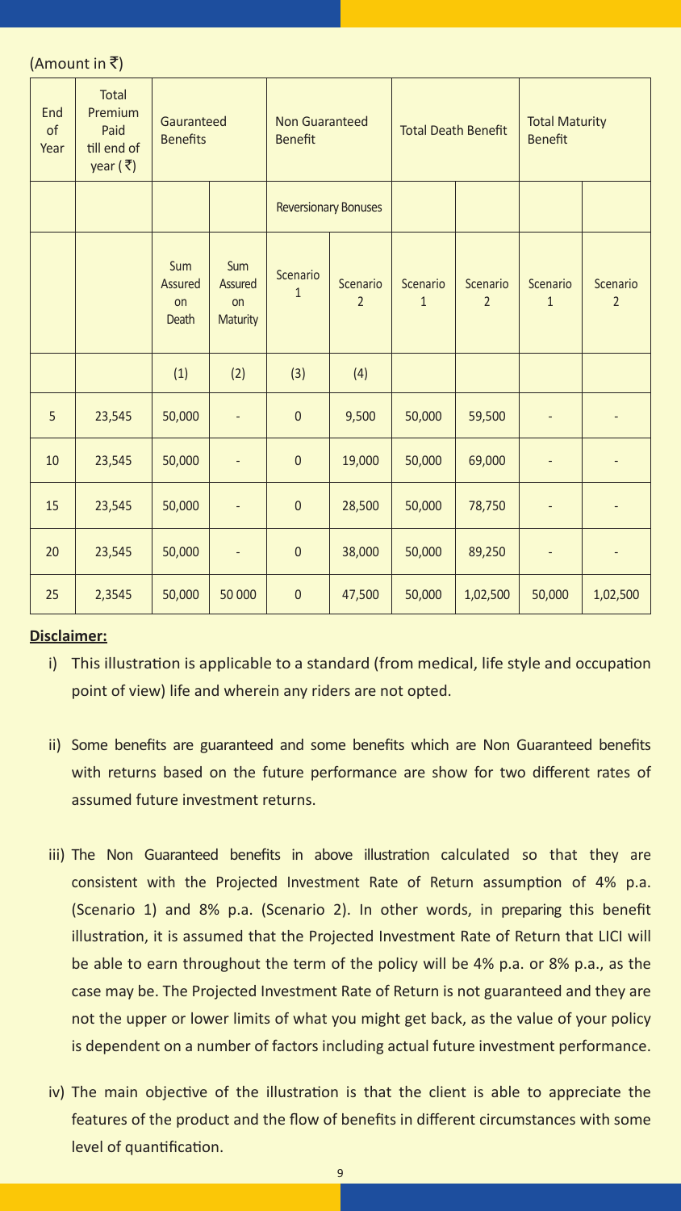(Amount in ₹)

| End of Year | Total Premium Paid till end of year (₹) | Gauranteed Benefits | | Non Guaranteed Benefit | | Total Death Benefit | | Total Maturity Benefit | |
|---|---|---|---|---|---|---|---|---|---|
| | | | | Reversionary Bonuses | | | | | |
| | | Sum Assured on Death | Sum Assured on Maturity | Scenario 1 | Scenario 2 | Scenario 1 | Scenario 2 | Scenario 1 | Scenario 2 |
| | | (1) | (2) | (3) | (4) | | | | |
| 5 | 23,545 | 50,000 | - | 0 | 9,500 | 50,000 | 59,500 | - | - |
| 10 | 23,545 | 50,000 | - | 0 | 19,000 | 50,000 | 69,000 | - | - |
| 15 | 23,545 | 50,000 | - | 0 | 28,500 | 50,000 | 78,750 | - | - |
| 20 | 23,545 | 50,000 | - | 0 | 38,000 | 50,000 | 89,250 | - | - |
| 25 | 2,3545 | 50,000 | 50 000 | 0 | 47,500 | 50,000 | 1,02,500 | 50,000 | 1,02,500 |

**Disclaimer:**

i) This illustration is applicable to a standard (from medical, life style and occupation point of view) life and wherein any riders are not opted.

ii) Some benefits are guaranteed and some benefits which are Non Guaranteed benefits with returns based on the future performance are show for two different rates of assumed future investment returns.

iii) The Non Guaranteed benefits in above illustration calculated so that they are consistent with the Projected Investment Rate of Return assumption of 4% p.a. (Scenario 1) and 8% p.a. (Scenario 2). In other words, in preparing this benefit illustration, it is assumed that the Projected Investment Rate of Return that LICI will be able to earn throughout the term of the policy will be 4% p.a. or 8% p.a., as the case may be. The Projected Investment Rate of Return is not guaranteed and they are not the upper or lower limits of what you might get back, as the value of your policy is dependent on a number of factors including actual future investment performance.

iv) The main objective of the illustration is that the client is able to appreciate the features of the product and the flow of benefits in different circumstances with some level of quantification.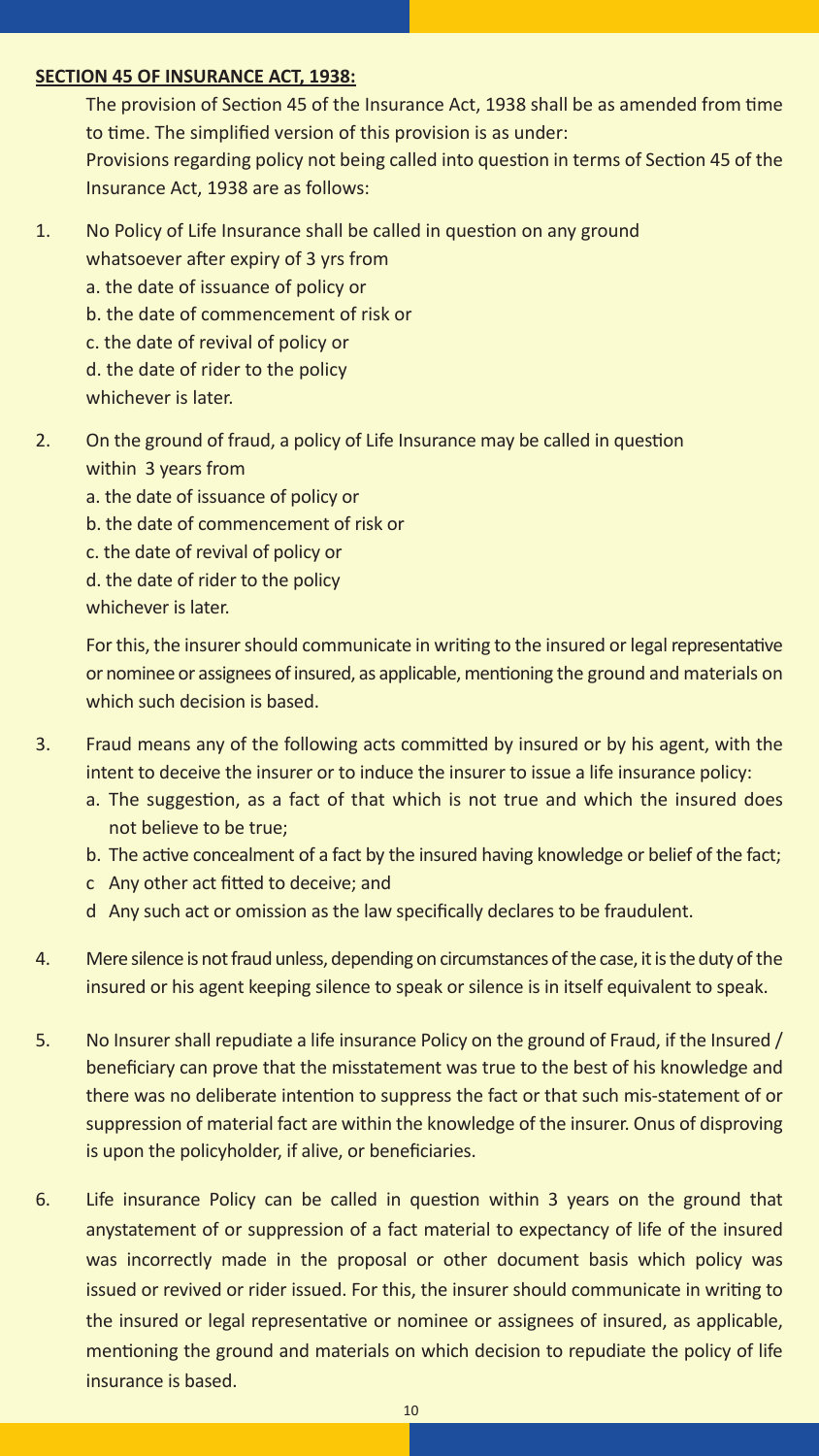**SECTION 45 OF INSURANCE ACT, 1938:**

The provision of Section 45 of the Insurance Act, 1938 shall be as amended from time to time. The simplified version of this provision is as under:

Provisions regarding policy not being called into question in terms of Section 45 of the Insurance Act, 1938 are as follows:

1. No Policy of Life Insurance shall be called in question on any ground whatsoever after expiry of 3 yrs from
   a. the date of issuance of policy or
   b. the date of commencement of risk or
   c. the date of revival of policy or
   d. the date of rider to the policy

   whichever is later.

2. On the ground of fraud, a policy of Life Insurance may be called in question within 3 years from
   a. the date of issuance of policy or
   b. the date of commencement of risk or
   c. the date of revival of policy or
   d. the date of rider to the policy

   whichever is later.

   For this, the insurer should communicate in writing to the insured or legal representative or nominee or assignees of insured, as applicable, mentioning the ground and materials on which such decision is based.

3. Fraud means any of the following acts committed by insured or by his agent, with the intent to deceive the insurer or to induce the insurer to issue a life insurance policy:
   a. The suggestion, as a fact of that which is not true and which the insured does not believe to be true;
   b. The active concealment of a fact by the insured having knowledge or belief of the fact;
   c Any other act fitted to deceive; and
   d Any such act or omission as the law specifically declares to be fraudulent.

4. Mere silence is not fraud unless, depending on circumstances of the case, it is the duty of the insured or his agent keeping silence to speak or silence is in itself equivalent to speak.

5. No Insurer shall repudiate a life insurance Policy on the ground of Fraud, if the Insured / beneficiary can prove that the misstatement was true to the best of his knowledge and there was no deliberate intention to suppress the fact or that such mis-statement of or suppression of material fact are within the knowledge of the insurer. Onus of disproving is upon the policyholder, if alive, or beneficiaries.

6. Life insurance Policy can be called in question within 3 years on the ground that anystatement of or suppression of a fact material to expectancy of life of the insured was incorrectly made in the proposal or other document basis which policy was issued or revived or rider issued. For this, the insurer should communicate in writing to the insured or legal representative or nominee or assignees of insured, as applicable, mentioning the ground and materials on which decision to repudiate the policy of life insurance is based.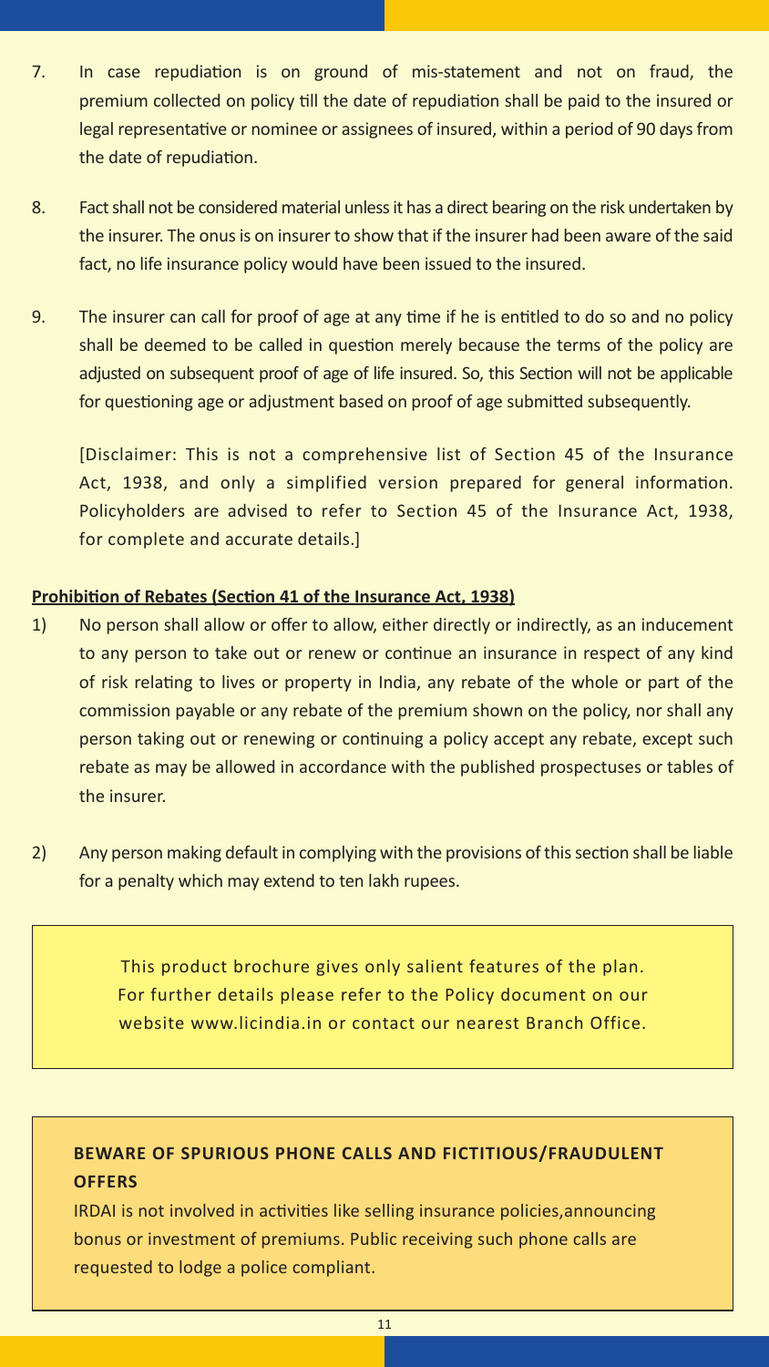7. In case repudiation is on ground of mis-statement and not on fraud, the premium collected on policy till the date of repudiation shall be paid to the insured or legal representative or nominee or assignees of insured, within a period of 90 days from the date of repudiation.

8. Fact shall not be considered material unless it has a direct bearing on the risk undertaken by the insurer. The onus is on insurer to show that if the insurer had been aware of the said fact, no life insurance policy would have been issued to the insured.

9. The insurer can call for proof of age at any time if he is entitled to do so and no policy shall be deemed to be called in question merely because the terms of the policy are adjusted on subsequent proof of age of life insured. So, this Section will not be applicable for questioning age or adjustment based on proof of age submitted subsequently.

   [Disclaimer: This is not a comprehensive list of Section 45 of the Insurance Act, 1938, and only a simplified version prepared for general information. Policyholders are advised to refer to Section 45 of the Insurance Act, 1938, for complete and accurate details.]

**Prohibition of Rebates (Section 41 of the Insurance Act, 1938)**

1) No person shall allow or offer to allow, either directly or indirectly, as an inducement to any person to take out or renew or continue an insurance in respect of any kind of risk relating to lives or property in India, any rebate of the whole or part of the commission payable or any rebate of the premium shown on the policy, nor shall any person taking out or renewing or continuing a policy accept any rebate, except such rebate as may be allowed in accordance with the published prospectuses or tables of the insurer.

2) Any person making default in complying with the provisions of this section shall be liable for a penalty which may extend to ten lakh rupees.

This product brochure gives only salient features of the plan. For further details please refer to the Policy document on our website www.licindia.in or contact our nearest Branch Office.

**BEWARE OF SPURIOUS PHONE CALLS AND FICTITIOUS/FRAUDULENT OFFERS**

IRDAI is not involved in activities like selling insurance policies,announcing bonus or investment of premiums. Public receiving such phone calls are requested to lodge a police compliant.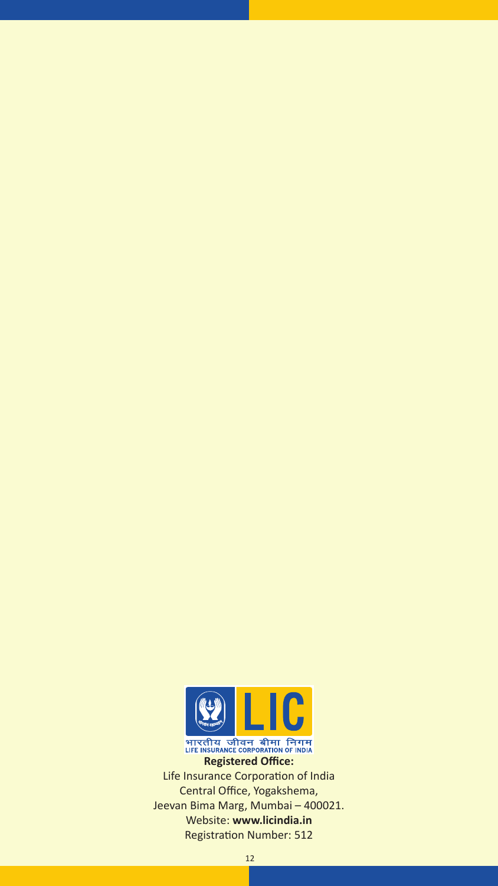भारतीय जीवन बीमा निगम

LIFE INSURANCE CORPORATION OF INDIA

**Registered Office:**

Life Insurance Corporation of India

Central Office, Yogakshema,

Jeevan Bima Marg, Mumbai – 400021.

Website: **www.licindia.in**

Registration Number: 512